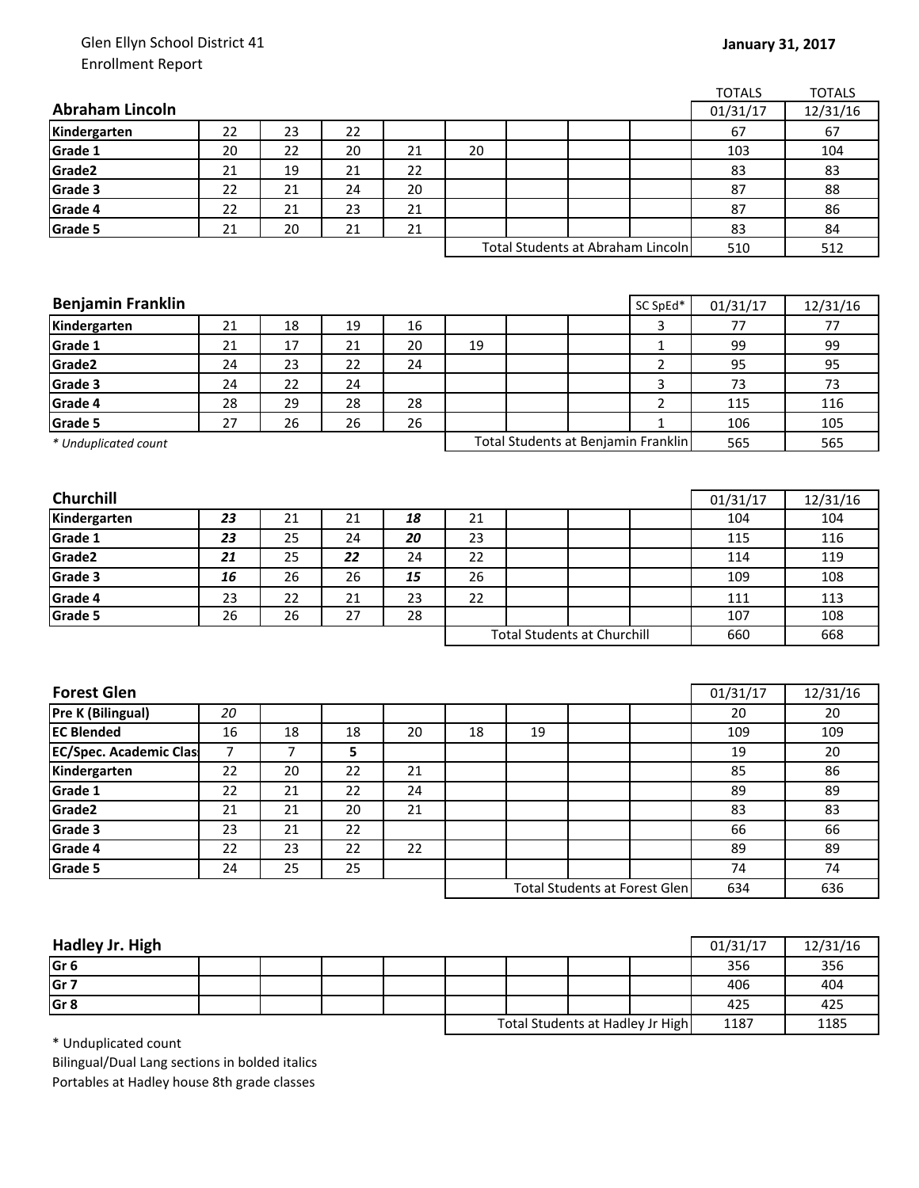Glen Ellyn School District 41
Enrollment Report

**January 31, 2017**

| **Abraham Lincoln** | | | | | | | | | TOTALS 01/31/17 | TOTALS 12/31/16 |
|---|---|---|---|---|---|---|---|---|---|---|
| **Kindergarten** | 22 | 23 | 22 | | | | | | 67 | 67 |
| **Grade 1** | 20 | 22 | 20 | 21 | 20 | | | | 103 | 104 |
| **Grade2** | 21 | 19 | 21 | 22 | | | | | 83 | 83 |
| **Grade 3** | 22 | 21 | 24 | 20 | | | | | 87 | 88 |
| **Grade 4** | 22 | 21 | 23 | 21 | | | | | 87 | 86 |
| **Grade 5** | 21 | 20 | 21 | 21 | | | | | 83 | 84 |
| | | | | | Total Students at Abraham Lincoln | | | | 510 | 512 |

| **Benjamin Franklin** | | | | | | | | SC SpEd* | 01/31/17 | 12/31/16 |
|---|---|---|---|---|---|---|---|---|---|---|
| **Kindergarten** | 21 | 18 | 19 | 16 | | | | 3 | 77 | 77 |
| **Grade 1** | 21 | 17 | 21 | 20 | 19 | | | 1 | 99 | 99 |
| **Grade2** | 24 | 23 | 22 | 24 | | | | 2 | 95 | 95 |
| **Grade 3** | 24 | 22 | 24 | | | | | 3 | 73 | 73 |
| **Grade 4** | 28 | 29 | 28 | 28 | | | | 2 | 115 | 116 |
| **Grade 5** | 27 | 26 | 26 | 26 | | | | 1 | 106 | 105 |
| *\* Unduplicated count* | | | | | Total Students at Benjamin Franklin | | | | 565 | 565 |

| **Churchill** | | | | | | | | | 01/31/17 | 12/31/16 |
|---|---|---|---|---|---|---|---|---|---|---|
| **Kindergarten** | ***23*** | 21 | 21 | ***18*** | 21 | | | | 104 | 104 |
| **Grade 1** | ***23*** | 25 | 24 | ***20*** | 23 | | | | 115 | 116 |
| **Grade2** | ***21*** | 25 | ***22*** | 24 | 22 | | | | 114 | 119 |
| **Grade 3** | ***16*** | 26 | 26 | ***15*** | 26 | | | | 109 | 108 |
| **Grade 4** | 23 | 22 | 21 | 23 | 22 | | | | 111 | 113 |
| **Grade 5** | 26 | 26 | 27 | 28 | | | | | 107 | 108 |
| | | | | | Total Students at Churchill | | | | 660 | 668 |

| **Forest Glen** | | | | | | | | | 01/31/17 | 12/31/16 |
|---|---|---|---|---|---|---|---|---|---|---|
| **Pre K (Bilingual)** | *20* | | | | | | | | 20 | 20 |
| **EC Blended** | 16 | 18 | 18 | 20 | 18 | 19 | | | 109 | 109 |
| **EC/Spec. Academic Clas** | 7 | 7 | **5** | | | | | | 19 | 20 |
| **Kindergarten** | 22 | 20 | 22 | 21 | | | | | 85 | 86 |
| **Grade 1** | 22 | 21 | 22 | 24 | | | | | 89 | 89 |
| **Grade2** | 21 | 21 | 20 | 21 | | | | | 83 | 83 |
| **Grade 3** | 23 | 21 | 22 | | | | | | 66 | 66 |
| **Grade 4** | 22 | 23 | 22 | 22 | | | | | 89 | 89 |
| **Grade 5** | 24 | 25 | 25 | | | | | | 74 | 74 |
| | | | | | Total Students at Forest Glen | | | | 634 | 636 |

| **Hadley Jr. High** | | | | | | | | | 01/31/17 | 12/31/16 |
|---|---|---|---|---|---|---|---|---|---|---|
| **Gr 6** | | | | | | | | | 356 | 356 |
| **Gr 7** | | | | | | | | | 406 | 404 |
| **Gr 8** | | | | | | | | | 425 | 425 |
| | | | | | Total Students at Hadley Jr High | | | | 1187 | 1185 |

\* Unduplicated count
Bilingual/Dual Lang sections in bolded italics
Portables at Hadley house 8th grade classes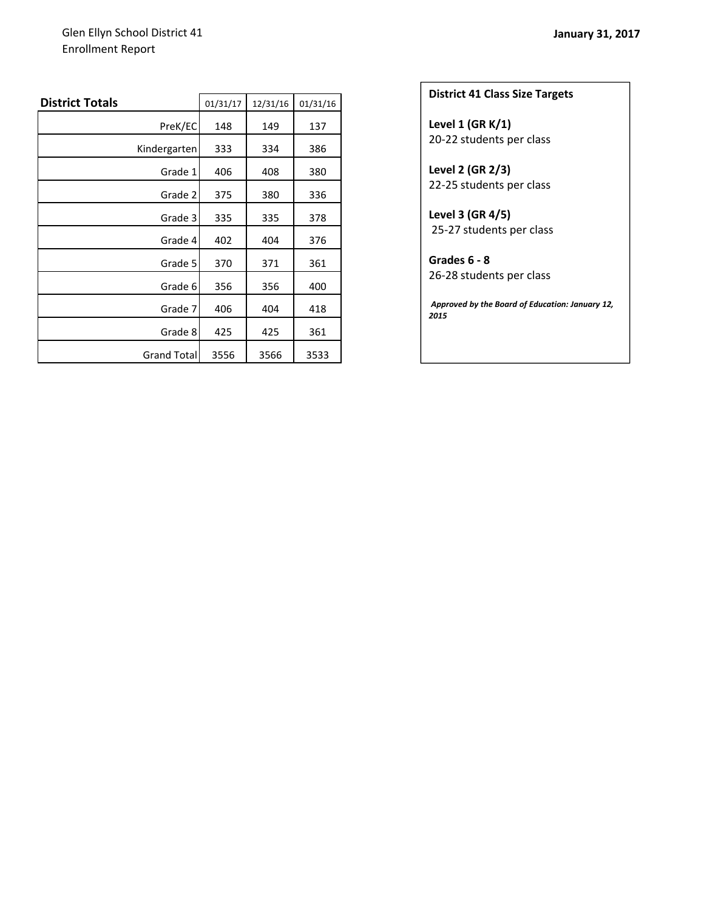Glen Ellyn School District 41
Enrollment Report

**January 31, 2017**

| District Totals | 01/31/17 | 12/31/16 | 01/31/16 |
|---|---|---|---|
| PreK/EC | 148 | 149 | 137 |
| Kindergarten | 333 | 334 | 386 |
| Grade 1 | 406 | 408 | 380 |
| Grade 2 | 375 | 380 | 336 |
| Grade 3 | 335 | 335 | 378 |
| Grade 4 | 402 | 404 | 376 |
| Grade 5 | 370 | 371 | 361 |
| Grade 6 | 356 | 356 | 400 |
| Grade 7 | 406 | 404 | 418 |
| Grade 8 | 425 | 425 | 361 |
| Grand Total | 3556 | 3566 | 3533 |

**District 41 Class Size Targets**

**Level 1 (GR K/1)**
20-22 students per class

**Level 2 (GR 2/3)**
22-25 students per class

**Level 3 (GR 4/5)**
25-27 students per class

**Grades 6 - 8**
26-28 students per class

***Approved by the Board of Education: January 12, 2015***